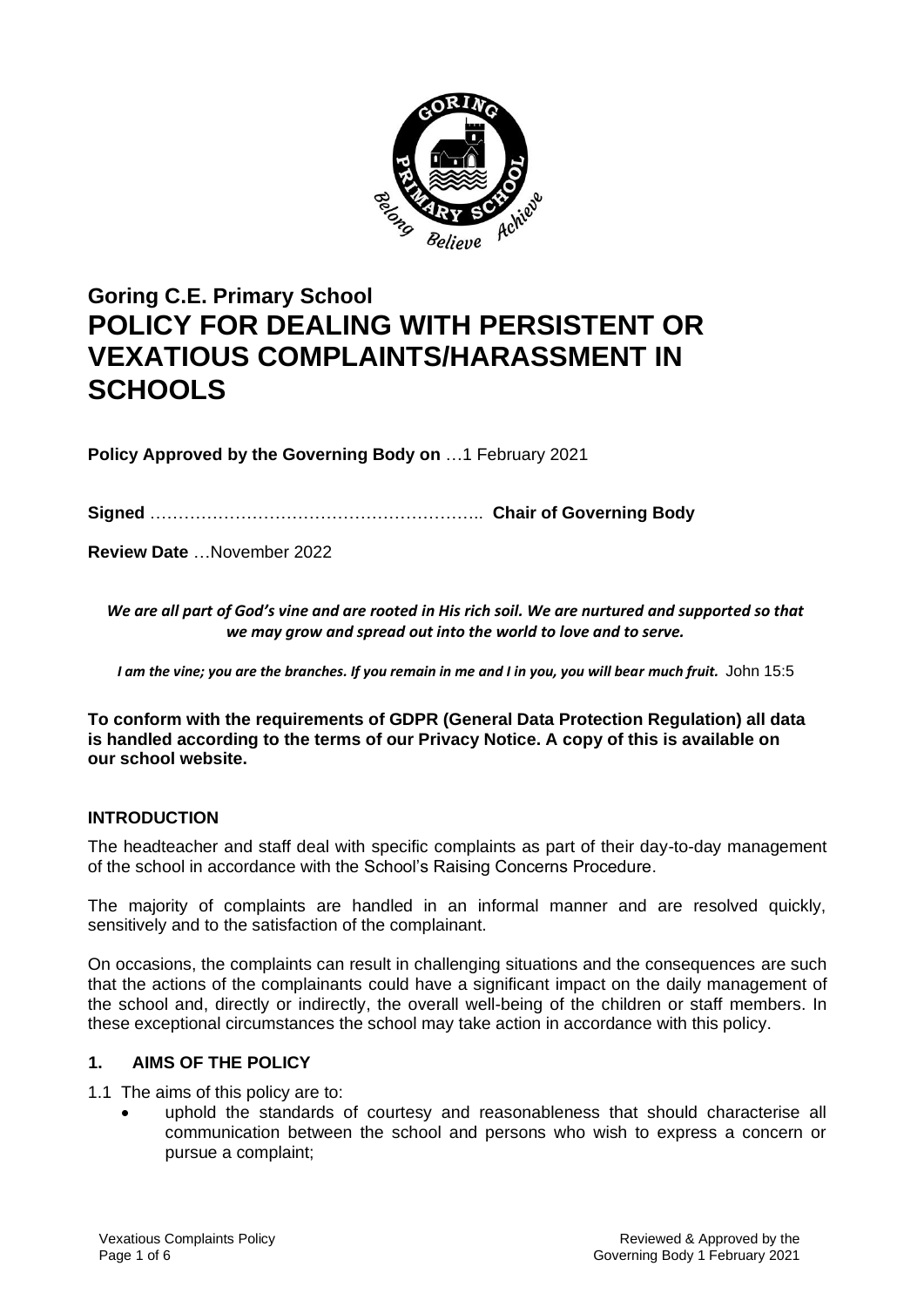# Goring C.E. Primary School

# POLICY FOR DEALING WITH PERSISTENT OR VEXATIOUS COMPLAINTS/HARASSMENT IN SCHOOLS

**Policy Approved by the Governing Body on** …1 February 2021

**Signed** ………………………………………………….. **Chair of Governing Body**

**Review Date** …November 2022

***We are all part of God's vine and are rooted in His rich soil. We are nurtured and supported so that we may grow and spread out into the world to love and to serve.***

***I am the vine; you are the branches. If you remain in me and I in you, you will bear much fruit.*** John 15:5

**To conform with the requirements of GDPR (General Data Protection Regulation) all data is handled according to the terms of our Privacy Notice. A copy of this is available on our school website.**

## INTRODUCTION

The headteacher and staff deal with specific complaints as part of their day-to-day management of the school in accordance with the School's Raising Concerns Procedure.

The majority of complaints are handled in an informal manner and are resolved quickly, sensitively and to the satisfaction of the complainant.

On occasions, the complaints can result in challenging situations and the consequences are such that the actions of the complainants could have a significant impact on the daily management of the school and, directly or indirectly, the overall well-being of the children or staff members. In these exceptional circumstances the school may take action in accordance with this policy.

## 1. AIMS OF THE POLICY

1.1 The aims of this policy are to:

- uphold the standards of courtesy and reasonableness that should characterise all communication between the school and persons who wish to express a concern or pursue a complaint;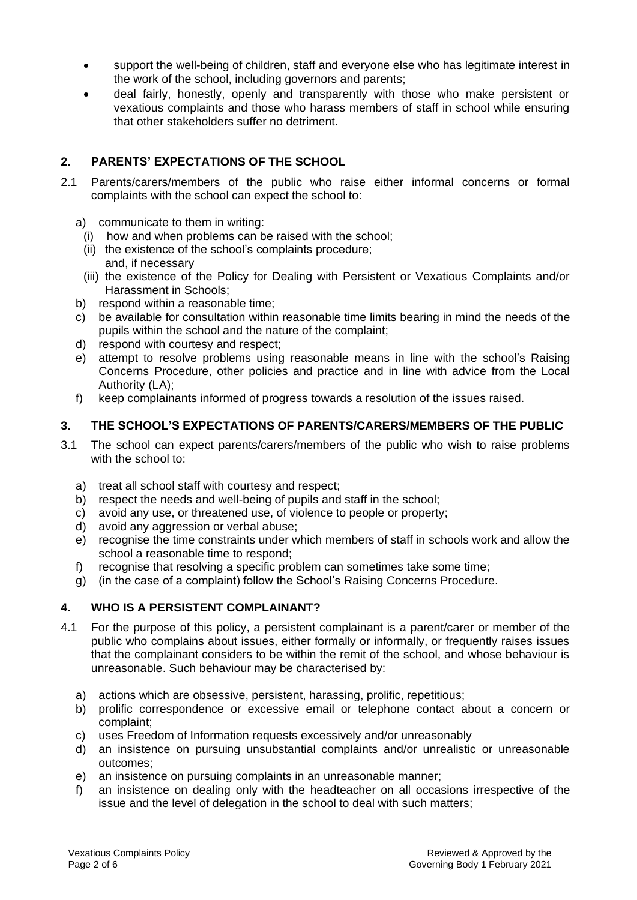- support the well-being of children, staff and everyone else who has legitimate interest in the work of the school, including governors and parents;
- deal fairly, honestly, openly and transparently with those who make persistent or vexatious complaints and those who harass members of staff in school while ensuring that other stakeholders suffer no detriment.

## 2. PARENTS' EXPECTATIONS OF THE SCHOOL

2.1 Parents/carers/members of the public who raise either informal concerns or formal complaints with the school can expect the school to:

a) communicate to them in writing:
   (i) how and when problems can be raised with the school;
   (ii) the existence of the school's complaints procedure;
   and, if necessary
   (iii) the existence of the Policy for Dealing with Persistent or Vexatious Complaints and/or Harassment in Schools;

b) respond within a reasonable time;

c) be available for consultation within reasonable time limits bearing in mind the needs of the pupils within the school and the nature of the complaint;

d) respond with courtesy and respect;

e) attempt to resolve problems using reasonable means in line with the school's Raising Concerns Procedure, other policies and practice and in line with advice from the Local Authority (LA);

f) keep complainants informed of progress towards a resolution of the issues raised.

## 3. THE SCHOOL'S EXPECTATIONS OF PARENTS/CARERS/MEMBERS OF THE PUBLIC

3.1 The school can expect parents/carers/members of the public who wish to raise problems with the school to:

a) treat all school staff with courtesy and respect;

b) respect the needs and well-being of pupils and staff in the school;

c) avoid any use, or threatened use, of violence to people or property;

d) avoid any aggression or verbal abuse;

e) recognise the time constraints under which members of staff in schools work and allow the school a reasonable time to respond;

f) recognise that resolving a specific problem can sometimes take some time;

g) (in the case of a complaint) follow the School's Raising Concerns Procedure.

## 4. WHO IS A PERSISTENT COMPLAINANT?

4.1 For the purpose of this policy, a persistent complainant is a parent/carer or member of the public who complains about issues, either formally or informally, or frequently raises issues that the complainant considers to be within the remit of the school, and whose behaviour is unreasonable. Such behaviour may be characterised by:

a) actions which are obsessive, persistent, harassing, prolific, repetitious;

b) prolific correspondence or excessive email or telephone contact about a concern or complaint;

c) uses Freedom of Information requests excessively and/or unreasonably

d) an insistence on pursuing unsubstantial complaints and/or unrealistic or unreasonable outcomes;

e) an insistence on pursuing complaints in an unreasonable manner;

f) an insistence on dealing only with the headteacher on all occasions irrespective of the issue and the level of delegation in the school to deal with such matters;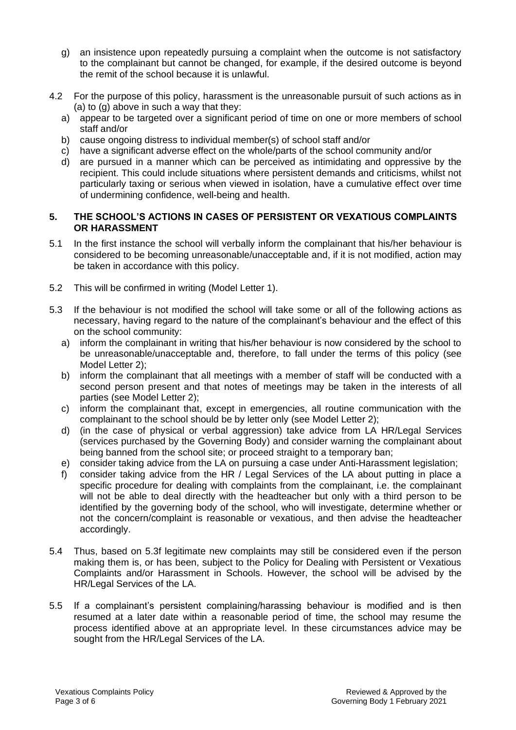g) an insistence upon repeatedly pursuing a complaint when the outcome is not satisfactory to the complainant but cannot be changed, for example, if the desired outcome is beyond the remit of the school because it is unlawful.

4.2 For the purpose of this policy, harassment is the unreasonable pursuit of such actions as in (a) to (g) above in such a way that they:

a) appear to be targeted over a significant period of time on one or more members of school staff and/or
b) cause ongoing distress to individual member(s) of school staff and/or
c) have a significant adverse effect on the whole/parts of the school community and/or
d) are pursued in a manner which can be perceived as intimidating and oppressive by the recipient. This could include situations where persistent demands and criticisms, whilst not particularly taxing or serious when viewed in isolation, have a cumulative effect over time of undermining confidence, well-being and health.

## 5. THE SCHOOL'S ACTIONS IN CASES OF PERSISTENT OR VEXATIOUS COMPLAINTS OR HARASSMENT

5.1 In the first instance the school will verbally inform the complainant that his/her behaviour is considered to be becoming unreasonable/unacceptable and, if it is not modified, action may be taken in accordance with this policy.

5.2 This will be confirmed in writing (Model Letter 1).

5.3 If the behaviour is not modified the school will take some or all of the following actions as necessary, having regard to the nature of the complainant's behaviour and the effect of this on the school community:

a) inform the complainant in writing that his/her behaviour is now considered by the school to be unreasonable/unacceptable and, therefore, to fall under the terms of this policy (see Model Letter 2);
b) inform the complainant that all meetings with a member of staff will be conducted with a second person present and that notes of meetings may be taken in the interests of all parties (see Model Letter 2);
c) inform the complainant that, except in emergencies, all routine communication with the complainant to the school should be by letter only (see Model Letter 2);
d) (in the case of physical or verbal aggression) take advice from LA HR/Legal Services (services purchased by the Governing Body) and consider warning the complainant about being banned from the school site; or proceed straight to a temporary ban;
e) consider taking advice from the LA on pursuing a case under Anti-Harassment legislation;
f) consider taking advice from the HR / Legal Services of the LA about putting in place a specific procedure for dealing with complaints from the complainant, i.e. the complainant will not be able to deal directly with the headteacher but only with a third person to be identified by the governing body of the school, who will investigate, determine whether or not the concern/complaint is reasonable or vexatious, and then advise the headteacher accordingly.

5.4 Thus, based on 5.3f legitimate new complaints may still be considered even if the person making them is, or has been, subject to the Policy for Dealing with Persistent or Vexatious Complaints and/or Harassment in Schools. However, the school will be advised by the HR/Legal Services of the LA.

5.5 If a complainant's persistent complaining/harassing behaviour is modified and is then resumed at a later date within a reasonable period of time, the school may resume the process identified above at an appropriate level. In these circumstances advice may be sought from the HR/Legal Services of the LA.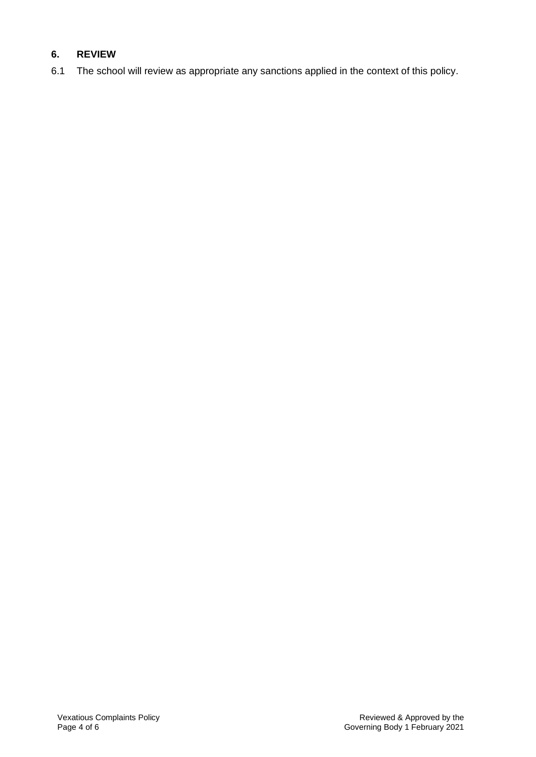## 6. REVIEW

6.1 The school will review as appropriate any sanctions applied in the context of this policy.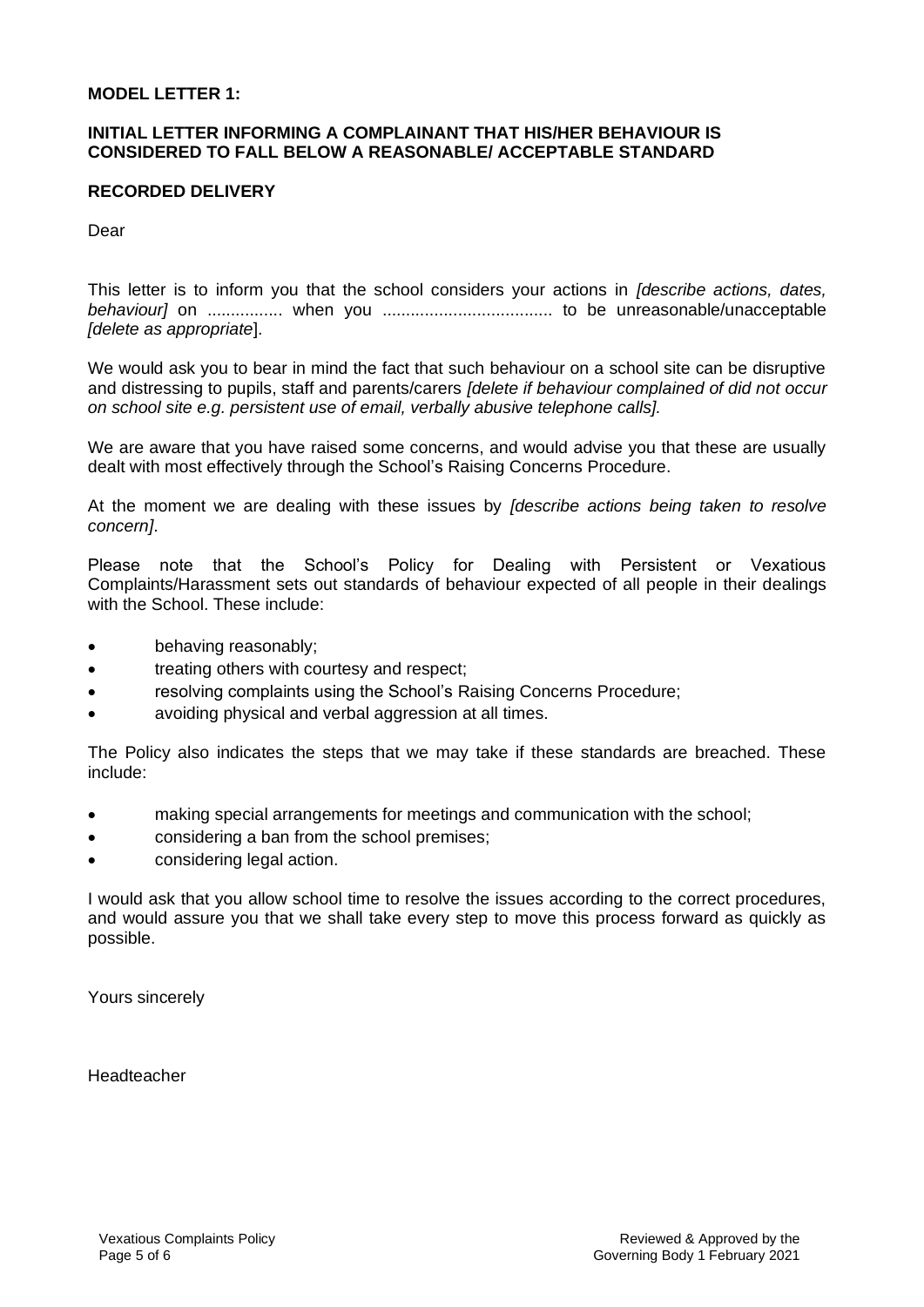**MODEL LETTER 1:**

**INITIAL LETTER INFORMING A COMPLAINANT THAT HIS/HER BEHAVIOUR IS CONSIDERED TO FALL BELOW A REASONABLE/ ACCEPTABLE STANDARD**

**RECORDED DELIVERY**

Dear

This letter is to inform you that the school considers your actions in *[describe actions, dates, behaviour]* on ................ when you .................................... to be unreasonable/unacceptable *[delete as appropriate*].

We would ask you to bear in mind the fact that such behaviour on a school site can be disruptive and distressing to pupils, staff and parents/carers *[delete if behaviour complained of did not occur on school site e.g. persistent use of email, verbally abusive telephone calls].*

We are aware that you have raised some concerns, and would advise you that these are usually dealt with most effectively through the School's Raising Concerns Procedure.

At the moment we are dealing with these issues by *[describe actions being taken to resolve concern]*.

Please note that the School's Policy for Dealing with Persistent or Vexatious Complaints/Harassment sets out standards of behaviour expected of all people in their dealings with the School. These include:

- behaving reasonably;
- treating others with courtesy and respect;
- resolving complaints using the School's Raising Concerns Procedure;
- avoiding physical and verbal aggression at all times.

The Policy also indicates the steps that we may take if these standards are breached. These include:

- making special arrangements for meetings and communication with the school;
- considering a ban from the school premises;
- considering legal action.

I would ask that you allow school time to resolve the issues according to the correct procedures, and would assure you that we shall take every step to move this process forward as quickly as possible.

Yours sincerely

Headteacher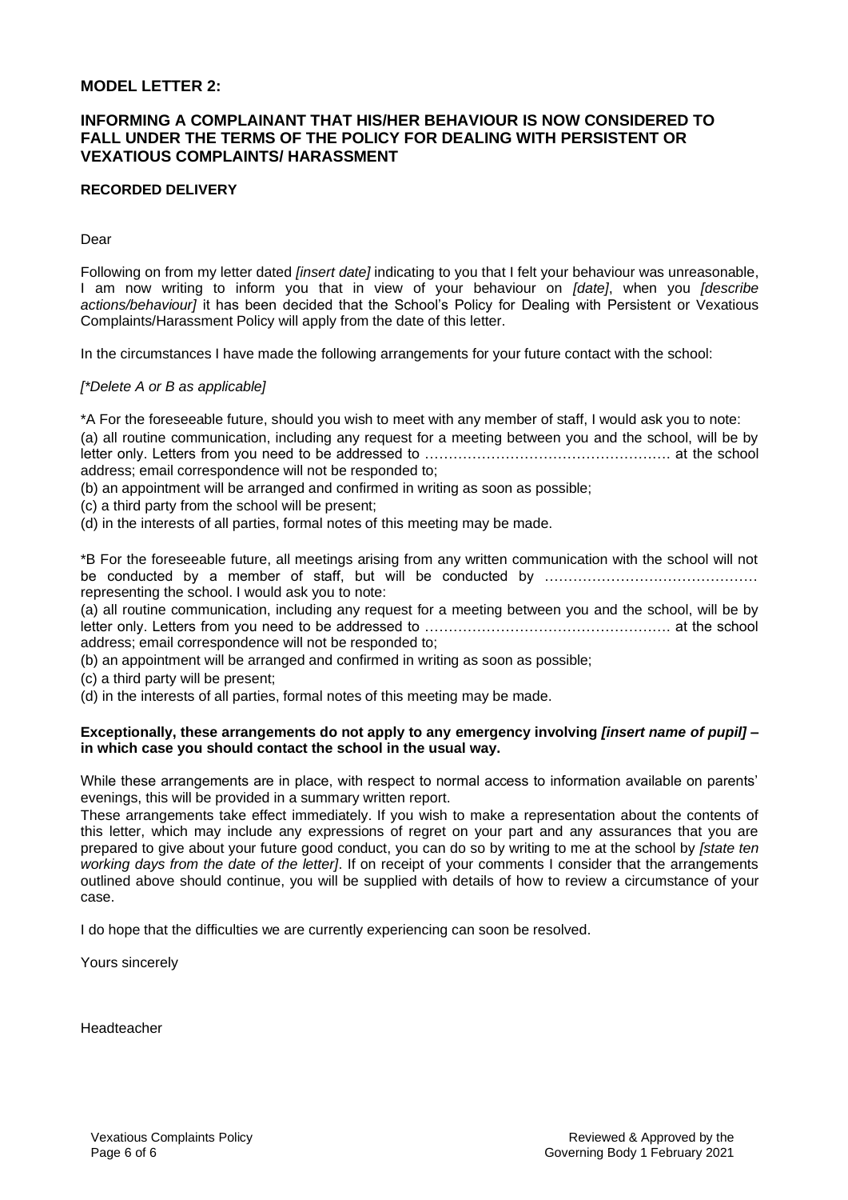## MODEL LETTER 2:

## INFORMING A COMPLAINANT THAT HIS/HER BEHAVIOUR IS NOW CONSIDERED TO FALL UNDER THE TERMS OF THE POLICY FOR DEALING WITH PERSISTENT OR VEXATIOUS COMPLAINTS/ HARASSMENT

**RECORDED DELIVERY**

Dear

Following on from my letter dated *[insert date]* indicating to you that I felt your behaviour was unreasonable, I am now writing to inform you that in view of your behaviour on *[date]*, when you *[describe actions/behaviour]* it has been decided that the School's Policy for Dealing with Persistent or Vexatious Complaints/Harassment Policy will apply from the date of this letter.

In the circumstances I have made the following arrangements for your future contact with the school:

*[*Delete A or B as applicable]*

*A For the foreseeable future, should you wish to meet with any member of staff, I would ask you to note:

(a) all routine communication, including any request for a meeting between you and the school, will be by letter only. Letters from you need to be addressed to …………………………………………… at the school address; email correspondence will not be responded to;

(b) an appointment will be arranged and confirmed in writing as soon as possible;

(c) a third party from the school will be present;

(d) in the interests of all parties, formal notes of this meeting may be made.

*B For the foreseeable future, all meetings arising from any written communication with the school will not be conducted by a member of staff, but will be conducted by ……………………………………… representing the school. I would ask you to note:

(a) all routine communication, including any request for a meeting between you and the school, will be by letter only. Letters from you need to be addressed to …………………………………………… at the school address; email correspondence will not be responded to;

(b) an appointment will be arranged and confirmed in writing as soon as possible;

(c) a third party will be present;

(d) in the interests of all parties, formal notes of this meeting may be made.

**Exceptionally, these arrangements do not apply to any emergency involving *[insert name of pupil]* – in which case you should contact the school in the usual way.**

While these arrangements are in place, with respect to normal access to information available on parents' evenings, this will be provided in a summary written report.

These arrangements take effect immediately. If you wish to make a representation about the contents of this letter, which may include any expressions of regret on your part and any assurances that you are prepared to give about your future good conduct, you can do so by writing to me at the school by *[state ten working days from the date of the letter]*. If on receipt of your comments I consider that the arrangements outlined above should continue, you will be supplied with details of how to review a circumstance of your case.

I do hope that the difficulties we are currently experiencing can soon be resolved.

Yours sincerely

Headteacher